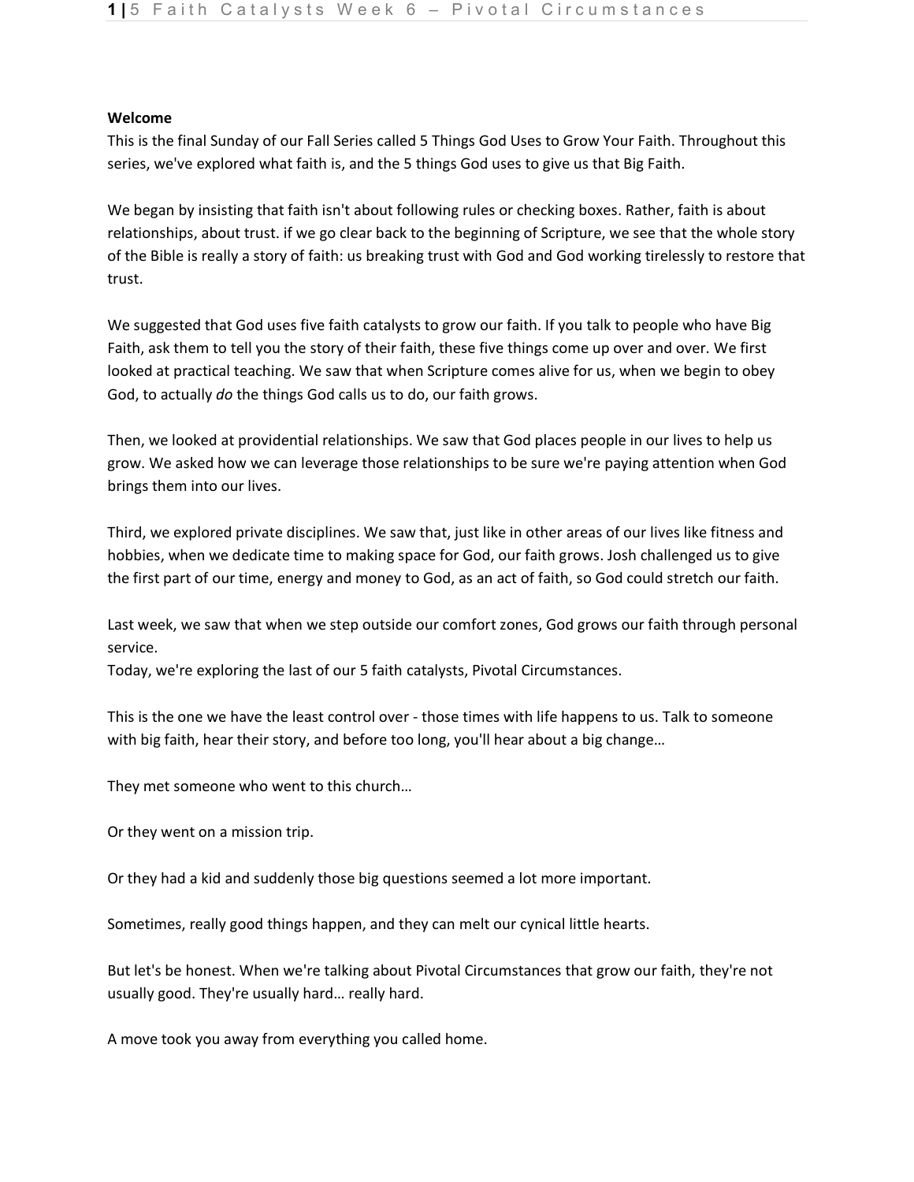**Welcome**

This is the final Sunday of our Fall Series called 5 Things God Uses to Grow Your Faith. Throughout this series, we've explored what faith is, and the 5 things God uses to give us that Big Faith.

We began by insisting that faith isn't about following rules or checking boxes. Rather, faith is about relationships, about trust. if we go clear back to the beginning of Scripture, we see that the whole story of the Bible is really a story of faith: us breaking trust with God and God working tirelessly to restore that trust.

We suggested that God uses five faith catalysts to grow our faith. If you talk to people who have Big Faith, ask them to tell you the story of their faith, these five things come up over and over. We first looked at practical teaching. We saw that when Scripture comes alive for us, when we begin to obey God, to actually *do* the things God calls us to do, our faith grows.

Then, we looked at providential relationships. We saw that God places people in our lives to help us grow. We asked how we can leverage those relationships to be sure we're paying attention when God brings them into our lives.

Third, we explored private disciplines. We saw that, just like in other areas of our lives like fitness and hobbies, when we dedicate time to making space for God, our faith grows. Josh challenged us to give the first part of our time, energy and money to God, as an act of faith, so God could stretch our faith.

Last week, we saw that when we step outside our comfort zones, God grows our faith through personal service.
Today, we're exploring the last of our 5 faith catalysts, Pivotal Circumstances.

This is the one we have the least control over - those times with life happens to us. Talk to someone with big faith, hear their story, and before too long, you'll hear about a big change…

They met someone who went to this church…

Or they went on a mission trip.

Or they had a kid and suddenly those big questions seemed a lot more important.

Sometimes, really good things happen, and they can melt our cynical little hearts.

But let's be honest. When we're talking about Pivotal Circumstances that grow our faith, they're not usually good. They're usually hard… really hard.

A move took you away from everything you called home.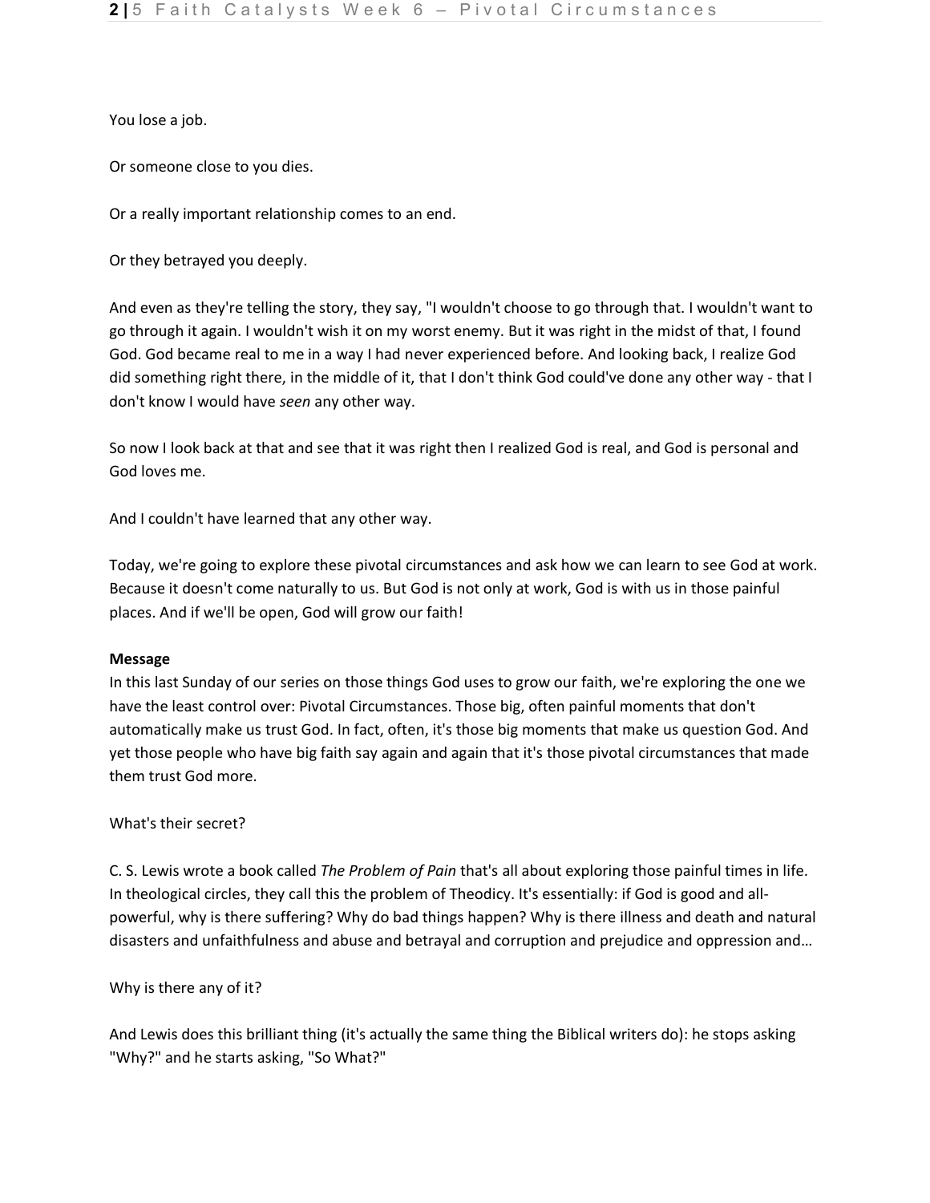You lose a job.

Or someone close to you dies.

Or a really important relationship comes to an end.

Or they betrayed you deeply.

And even as they're telling the story, they say, "I wouldn't choose to go through that. I wouldn't want to go through it again. I wouldn't wish it on my worst enemy. But it was right in the midst of that, I found God. God became real to me in a way I had never experienced before. And looking back, I realize God did something right there, in the middle of it, that I don't think God could've done any other way - that I don't know I would have *seen* any other way.

So now I look back at that and see that it was right then I realized God is real, and God is personal and God loves me.

And I couldn't have learned that any other way.

Today, we're going to explore these pivotal circumstances and ask how we can learn to see God at work. Because it doesn't come naturally to us. But God is not only at work, God is with us in those painful places. And if we'll be open, God will grow our faith!

**Message**

In this last Sunday of our series on those things God uses to grow our faith, we're exploring the one we have the least control over: Pivotal Circumstances. Those big, often painful moments that don't automatically make us trust God. In fact, often, it's those big moments that make us question God. And yet those people who have big faith say again and again that it's those pivotal circumstances that made them trust God more.

What's their secret?

C. S. Lewis wrote a book called *The Problem of Pain* that's all about exploring those painful times in life. In theological circles, they call this the problem of Theodicy. It's essentially: if God is good and all-powerful, why is there suffering? Why do bad things happen? Why is there illness and death and natural disasters and unfaithfulness and abuse and betrayal and corruption and prejudice and oppression and…

Why is there any of it?

And Lewis does this brilliant thing (it's actually the same thing the Biblical writers do): he stops asking "Why?" and he starts asking, "So What?"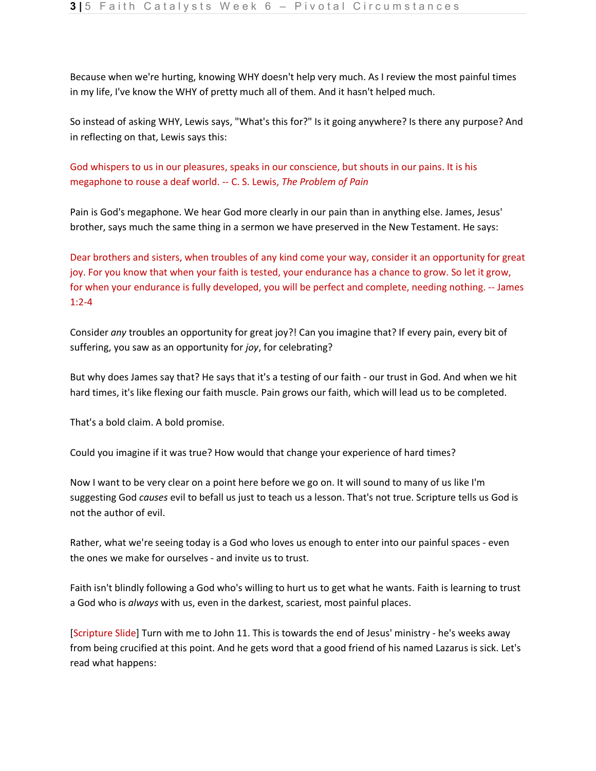Because when we're hurting, knowing WHY doesn't help very much. As I review the most painful times in my life, I've know the WHY of pretty much all of them. And it hasn't helped much.

So instead of asking WHY, Lewis says, "What's this for?" Is it going anywhere? Is there any purpose? And in reflecting on that, Lewis says this:

God whispers to us in our pleasures, speaks in our conscience, but shouts in our pains. It is his megaphone to rouse a deaf world. -- C. S. Lewis, *The Problem of Pain*

Pain is God's megaphone. We hear God more clearly in our pain than in anything else. James, Jesus' brother, says much the same thing in a sermon we have preserved in the New Testament. He says:

Dear brothers and sisters, when troubles of any kind come your way, consider it an opportunity for great joy. For you know that when your faith is tested, your endurance has a chance to grow. So let it grow, for when your endurance is fully developed, you will be perfect and complete, needing nothing. -- James 1:2-4

Consider *any* troubles an opportunity for great joy?! Can you imagine that? If every pain, every bit of suffering, you saw as an opportunity for *joy*, for celebrating?

But why does James say that? He says that it's a testing of our faith - our trust in God. And when we hit hard times, it's like flexing our faith muscle. Pain grows our faith, which will lead us to be completed.

That's a bold claim. A bold promise.

Could you imagine if it was true? How would that change your experience of hard times?

Now I want to be very clear on a point here before we go on. It will sound to many of us like I'm suggesting God *causes* evil to befall us just to teach us a lesson. That's not true. Scripture tells us God is not the author of evil.

Rather, what we're seeing today is a God who loves us enough to enter into our painful spaces - even the ones we make for ourselves - and invite us to trust.

Faith isn't blindly following a God who's willing to hurt us to get what he wants. Faith is learning to trust a God who is *always* with us, even in the darkest, scariest, most painful places.

[Scripture Slide] Turn with me to John 11. This is towards the end of Jesus' ministry - he's weeks away from being crucified at this point. And he gets word that a good friend of his named Lazarus is sick. Let's read what happens: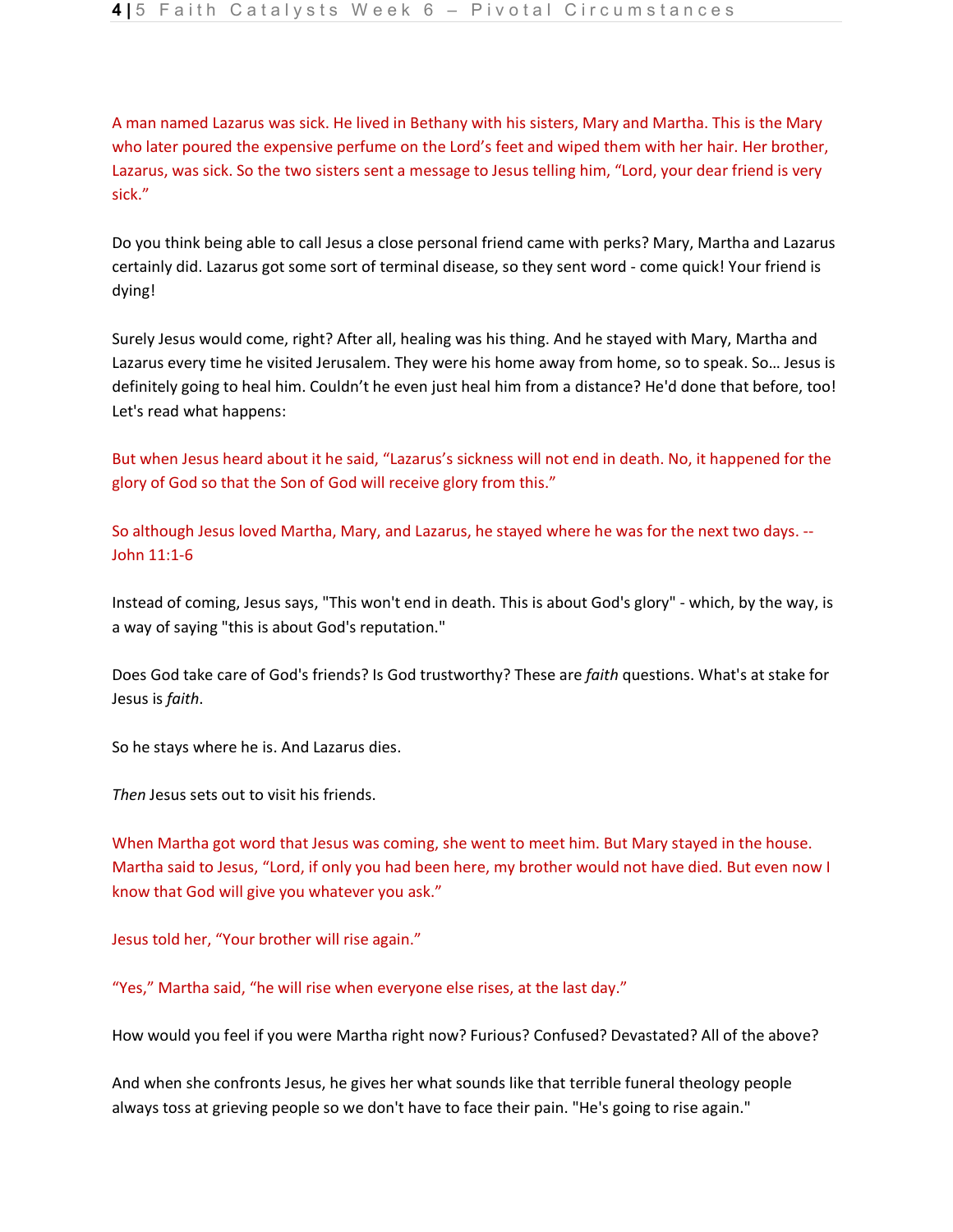A man named Lazarus was sick. He lived in Bethany with his sisters, Mary and Martha. This is the Mary who later poured the expensive perfume on the Lord's feet and wiped them with her hair. Her brother, Lazarus, was sick. So the two sisters sent a message to Jesus telling him, "Lord, your dear friend is very sick."

Do you think being able to call Jesus a close personal friend came with perks? Mary, Martha and Lazarus certainly did. Lazarus got some sort of terminal disease, so they sent word - come quick! Your friend is dying!

Surely Jesus would come, right? After all, healing was his thing. And he stayed with Mary, Martha and Lazarus every time he visited Jerusalem. They were his home away from home, so to speak. So... Jesus is definitely going to heal him. Couldn't he even just heal him from a distance? He'd done that before, too! Let's read what happens:

But when Jesus heard about it he said, "Lazarus's sickness will not end in death. No, it happened for the glory of God so that the Son of God will receive glory from this."

So although Jesus loved Martha, Mary, and Lazarus, he stayed where he was for the next two days. -- John 11:1-6

Instead of coming, Jesus says, "This won't end in death. This is about God's glory" - which, by the way, is a way of saying "this is about God's reputation."

Does God take care of God's friends? Is God trustworthy? These are *faith* questions. What's at stake for Jesus is *faith*.

So he stays where he is. And Lazarus dies.

*Then* Jesus sets out to visit his friends.

When Martha got word that Jesus was coming, she went to meet him. But Mary stayed in the house. Martha said to Jesus, "Lord, if only you had been here, my brother would not have died. But even now I know that God will give you whatever you ask."

Jesus told her, "Your brother will rise again."

"Yes," Martha said, "he will rise when everyone else rises, at the last day."

How would you feel if you were Martha right now? Furious? Confused? Devastated? All of the above?

And when she confronts Jesus, he gives her what sounds like that terrible funeral theology people always toss at grieving people so we don't have to face their pain. "He's going to rise again."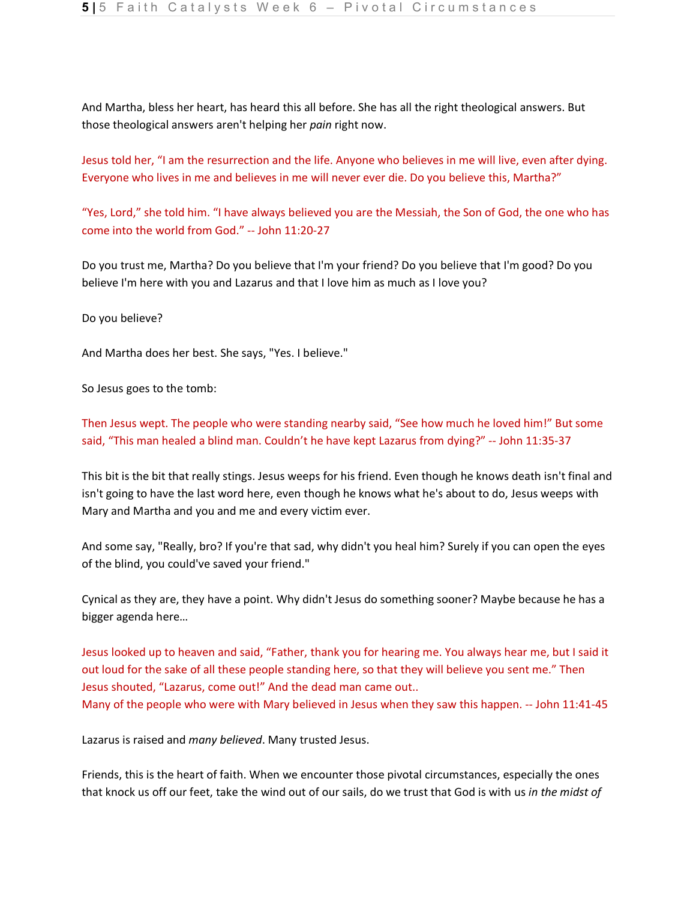And Martha, bless her heart, has heard this all before. She has all the right theological answers. But those theological answers aren't helping her *pain* right now.

Jesus told her, "I am the resurrection and the life. Anyone who believes in me will live, even after dying. Everyone who lives in me and believes in me will never ever die. Do you believe this, Martha?"

"Yes, Lord," she told him. "I have always believed you are the Messiah, the Son of God, the one who has come into the world from God." -- John 11:20-27

Do you trust me, Martha? Do you believe that I'm your friend? Do you believe that I'm good? Do you believe I'm here with you and Lazarus and that I love him as much as I love you?

Do you believe?

And Martha does her best. She says, "Yes. I believe."

So Jesus goes to the tomb:

Then Jesus wept. The people who were standing nearby said, "See how much he loved him!" But some said, "This man healed a blind man. Couldn't he have kept Lazarus from dying?" -- John 11:35-37

This bit is the bit that really stings. Jesus weeps for his friend. Even though he knows death isn't final and isn't going to have the last word here, even though he knows what he's about to do, Jesus weeps with Mary and Martha and you and me and every victim ever.

And some say, "Really, bro? If you're that sad, why didn't you heal him? Surely if you can open the eyes of the blind, you could've saved your friend."

Cynical as they are, they have a point. Why didn't Jesus do something sooner? Maybe because he has a bigger agenda here…

Jesus looked up to heaven and said, "Father, thank you for hearing me. You always hear me, but I said it out loud for the sake of all these people standing here, so that they will believe you sent me." Then Jesus shouted, "Lazarus, come out!" And the dead man came out..
Many of the people who were with Mary believed in Jesus when they saw this happen. -- John 11:41-45

Lazarus is raised and *many believed*. Many trusted Jesus.

Friends, this is the heart of faith. When we encounter those pivotal circumstances, especially the ones that knock us off our feet, take the wind out of our sails, do we trust that God is with us *in the midst of*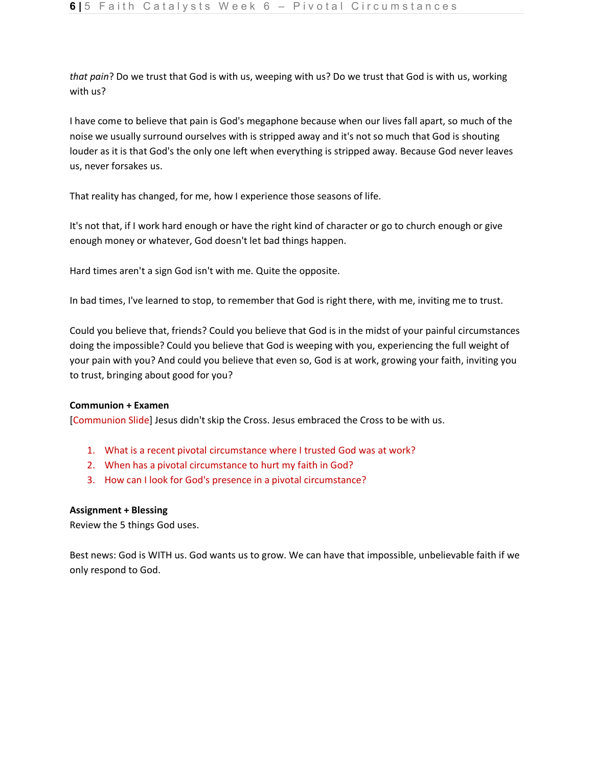*that pain*? Do we trust that God is with us, weeping with us? Do we trust that God is with us, working with us?

I have come to believe that pain is God's megaphone because when our lives fall apart, so much of the noise we usually surround ourselves with is stripped away and it's not so much that God is shouting louder as it is that God's the only one left when everything is stripped away. Because God never leaves us, never forsakes us.

That reality has changed, for me, how I experience those seasons of life.

It's not that, if I work hard enough or have the right kind of character or go to church enough or give enough money or whatever, God doesn't let bad things happen.

Hard times aren't a sign God isn't with me. Quite the opposite.

In bad times, I've learned to stop, to remember that God is right there, with me, inviting me to trust.

Could you believe that, friends? Could you believe that God is in the midst of your painful circumstances doing the impossible? Could you believe that God is weeping with you, experiencing the full weight of your pain with you? And could you believe that even so, God is at work, growing your faith, inviting you to trust, bringing about good for you?

**Communion + Examen**

[Communion Slide] Jesus didn't skip the Cross. Jesus embraced the Cross to be with us.

1. What is a recent pivotal circumstance where I trusted God was at work?
2. When has a pivotal circumstance to hurt my faith in God?
3. How can I look for God's presence in a pivotal circumstance?

**Assignment + Blessing**

Review the 5 things God uses.

Best news: God is WITH us. God wants us to grow. We can have that impossible, unbelievable faith if we only respond to God.